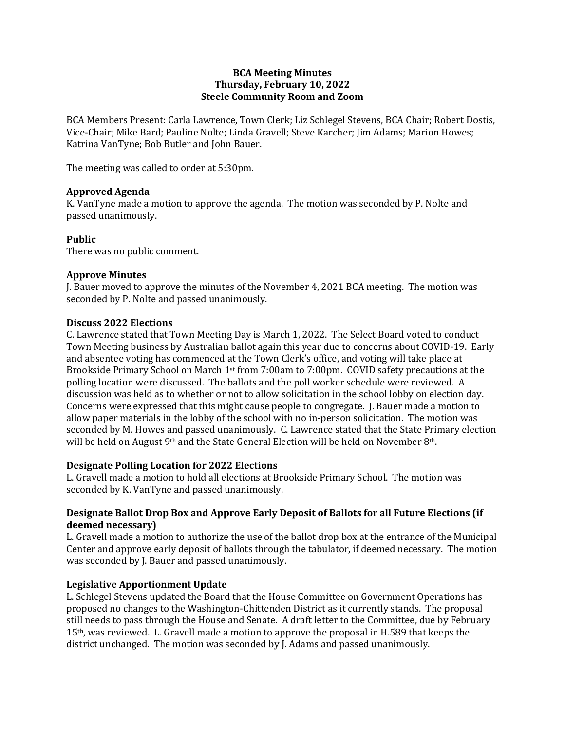# BCA Meeting Minutes
## Thursday, February 10, 2022
## Steele Community Room and Zoom

BCA Members Present: Carla Lawrence, Town Clerk; Liz Schlegel Stevens, BCA Chair; Robert Dostis, Vice-Chair; Mike Bard; Pauline Nolte; Linda Gravell; Steve Karcher; Jim Adams; Marion Howes; Katrina VanTyne; Bob Butler and John Bauer.

The meeting was called to order at 5:30pm.

### Approved Agenda

K. VanTyne made a motion to approve the agenda. The motion was seconded by P. Nolte and passed unanimously.

### Public

There was no public comment.

### Approve Minutes

J. Bauer moved to approve the minutes of the November 4, 2021 BCA meeting. The motion was seconded by P. Nolte and passed unanimously.

### Discuss 2022 Elections

C. Lawrence stated that Town Meeting Day is March 1, 2022. The Select Board voted to conduct Town Meeting business by Australian ballot again this year due to concerns about COVID-19. Early and absentee voting has commenced at the Town Clerk's office, and voting will take place at Brookside Primary School on March 1st from 7:00am to 7:00pm. COVID safety precautions at the polling location were discussed. The ballots and the poll worker schedule were reviewed. A discussion was held as to whether or not to allow solicitation in the school lobby on election day. Concerns were expressed that this might cause people to congregate. J. Bauer made a motion to allow paper materials in the lobby of the school with no in-person solicitation. The motion was seconded by M. Howes and passed unanimously. C. Lawrence stated that the State Primary election will be held on August 9th and the State General Election will be held on November 8th.

### Designate Polling Location for 2022 Elections

L. Gravell made a motion to hold all elections at Brookside Primary School. The motion was seconded by K. VanTyne and passed unanimously.

### Designate Ballot Drop Box and Approve Early Deposit of Ballots for all Future Elections (if deemed necessary)

L. Gravell made a motion to authorize the use of the ballot drop box at the entrance of the Municipal Center and approve early deposit of ballots through the tabulator, if deemed necessary. The motion was seconded by J. Bauer and passed unanimously.

### Legislative Apportionment Update

L. Schlegel Stevens updated the Board that the House Committee on Government Operations has proposed no changes to the Washington-Chittenden District as it currently stands. The proposal still needs to pass through the House and Senate. A draft letter to the Committee, due by February 15th, was reviewed. L. Gravell made a motion to approve the proposal in H.589 that keeps the district unchanged. The motion was seconded by J. Adams and passed unanimously.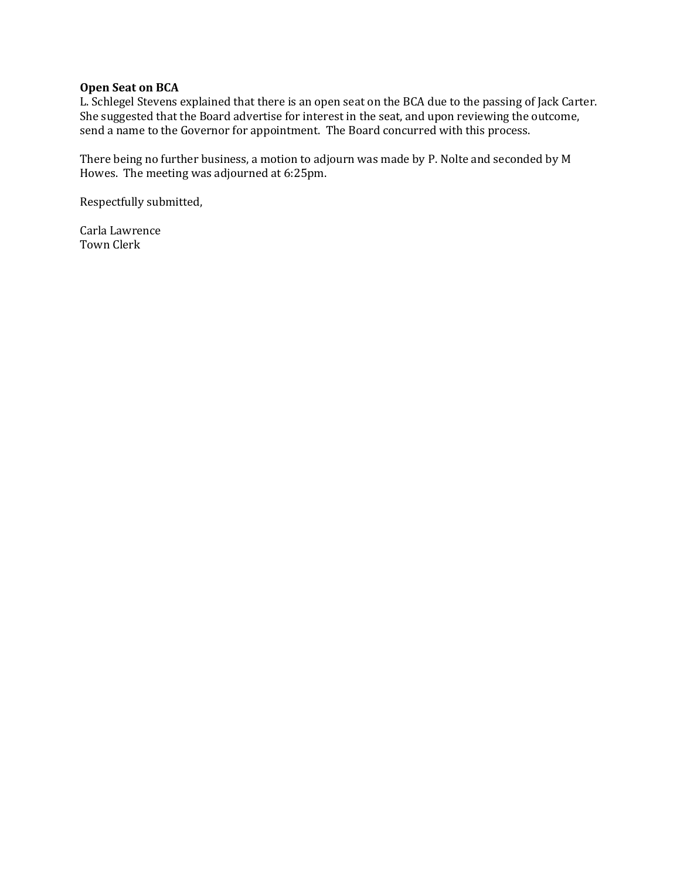**Open Seat on BCA**

L. Schlegel Stevens explained that there is an open seat on the BCA due to the passing of Jack Carter. She suggested that the Board advertise for interest in the seat, and upon reviewing the outcome, send a name to the Governor for appointment. The Board concurred with this process.

There being no further business, a motion to adjourn was made by P. Nolte and seconded by M Howes. The meeting was adjourned at 6:25pm.

Respectfully submitted,

Carla Lawrence
Town Clerk